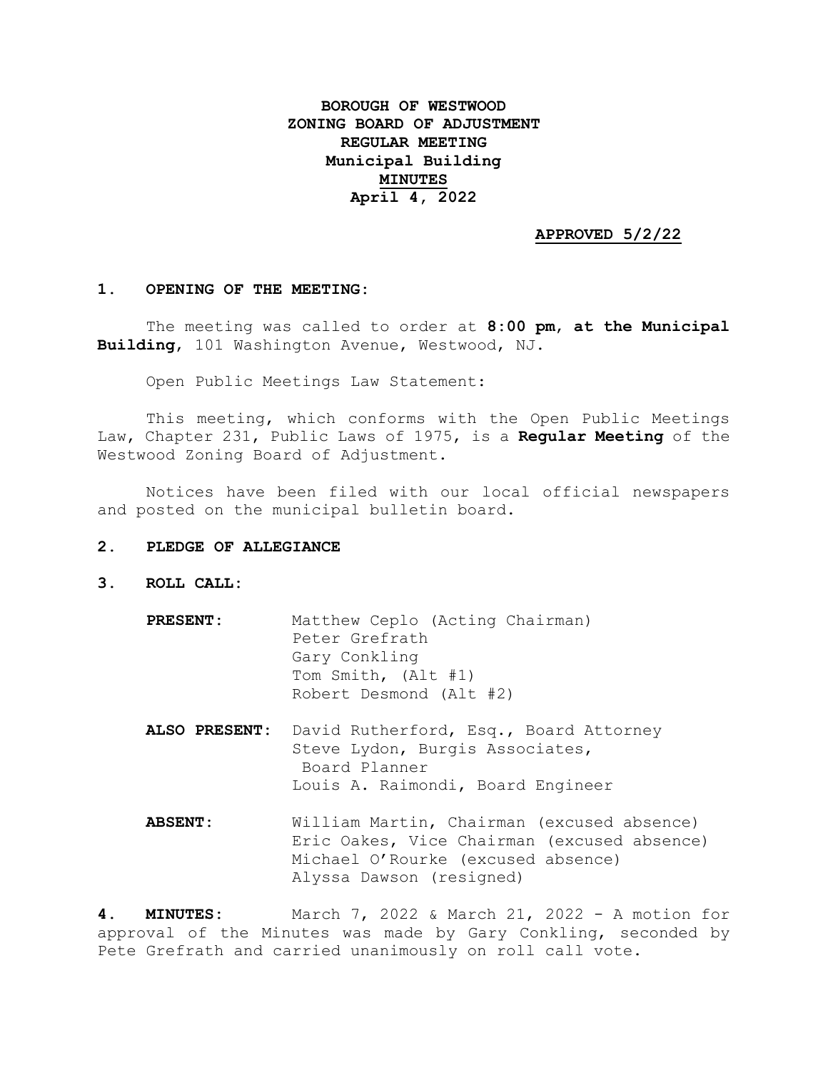# BOROUGH OF WESTWOOD
# ZONING BOARD OF ADJUSTMENT
# REGULAR MEETING
# Municipal Building
# MINUTES
# April 4, 2022

**APPROVED 5/2/22**

**1. OPENING OF THE MEETING:**

The meeting was called to order at **8:00 pm**, **at the Municipal Building**, 101 Washington Avenue, Westwood, NJ.

Open Public Meetings Law Statement:

This meeting, which conforms with the Open Public Meetings Law, Chapter 231, Public Laws of 1975, is a **Regular Meeting** of the Westwood Zoning Board of Adjustment.

Notices have been filed with our local official newspapers and posted on the municipal bulletin board.

**2. PLEDGE OF ALLEGIANCE**

**3. ROLL CALL:**

**PRESENT:**
- Matthew Ceplo (Acting Chairman)
- Peter Grefrath
- Gary Conkling
- Tom Smith, (Alt #1)
- Robert Desmond (Alt #2)

**ALSO PRESENT:**
- David Rutherford, Esq., Board Attorney
- Steve Lydon, Burgis Associates, Board Planner
- Louis A. Raimondi, Board Engineer

**ABSENT:**
- William Martin, Chairman (excused absence)
- Eric Oakes, Vice Chairman (excused absence)
- Michael O'Rourke (excused absence)
- Alyssa Dawson (resigned)

**4. MINUTES:** March 7, 2022 & March 21, 2022 - A motion for approval of the Minutes was made by Gary Conkling, seconded by Pete Grefrath and carried unanimously on roll call vote.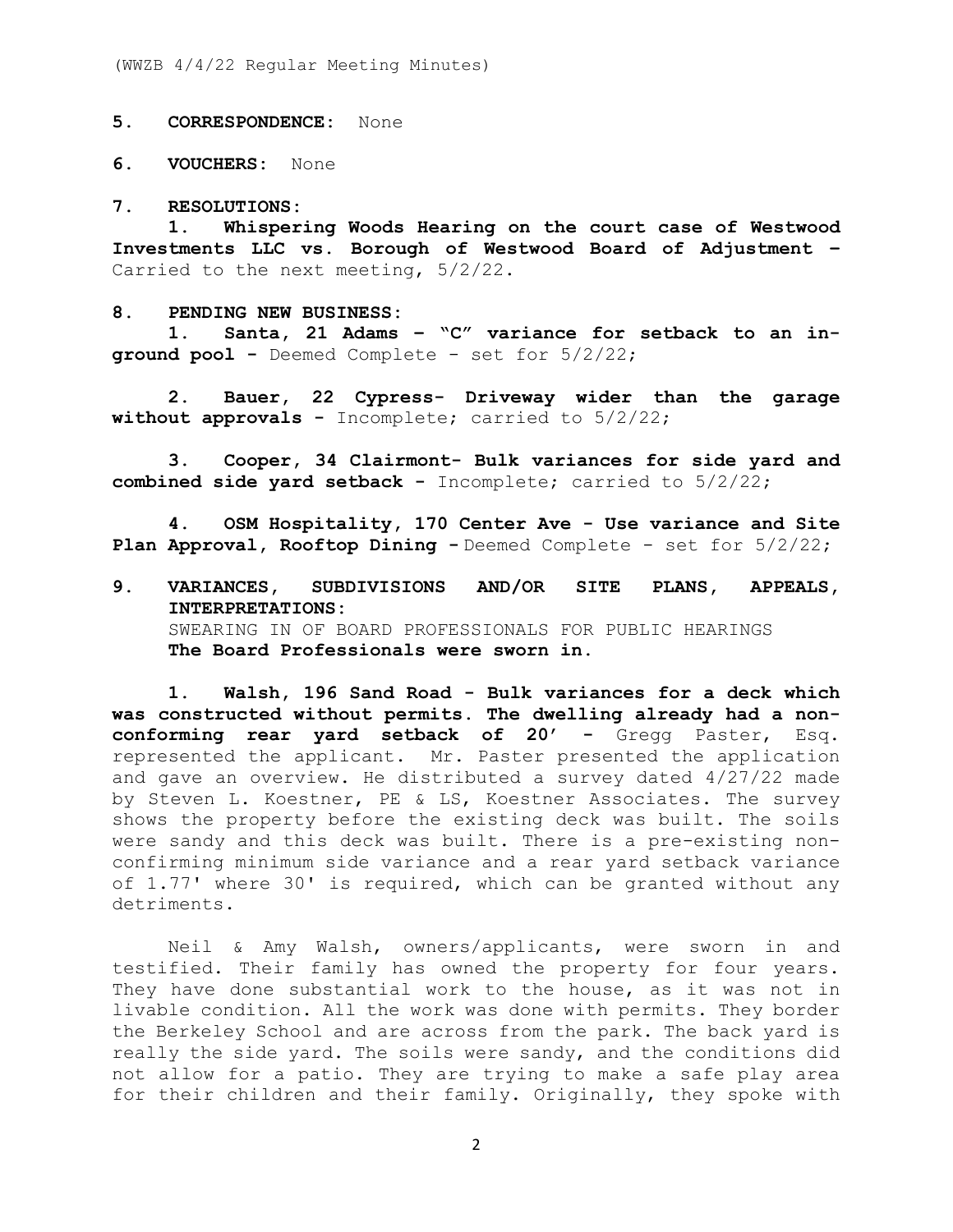**5. CORRESPONDENCE:** None

**6. VOUCHERS:** None

**7. RESOLUTIONS:**

**1. Whispering Woods Hearing on the court case of Westwood Investments LLC vs. Borough of Westwood Board of Adjustment –** Carried to the next meeting, 5/2/22.

**8. PENDING NEW BUSINESS:**

**1. Santa, 21 Adams – "C" variance for setback to an in-ground pool -** Deemed Complete - set for 5/2/22;

**2. Bauer, 22 Cypress- Driveway wider than the garage without approvals -** Incomplete; carried to 5/2/22;

**3. Cooper, 34 Clairmont- Bulk variances for side yard and combined side yard setback -** Incomplete; carried to 5/2/22;

**4. OSM Hospitality, 170 Center Ave - Use variance and Site Plan Approval, Rooftop Dining -** Deemed Complete - set for 5/2/22;

**9. VARIANCES, SUBDIVISIONS AND/OR SITE PLANS, APPEALS, INTERPRETATIONS:**

SWEARING IN OF BOARD PROFESSIONALS FOR PUBLIC HEARINGS

**The Board Professionals were sworn in.**

**1. Walsh, 196 Sand Road - Bulk variances for a deck which was constructed without permits. The dwelling already had a non-conforming rear yard setback of 20' -** Gregg Paster, Esq. represented the applicant. Mr. Paster presented the application and gave an overview. He distributed a survey dated 4/27/22 made by Steven L. Koestner, PE & LS, Koestner Associates. The survey shows the property before the existing deck was built. The soils were sandy and this deck was built. There is a pre-existing non-confirming minimum side variance and a rear yard setback variance of 1.77' where 30' is required, which can be granted without any detriments.

Neil & Amy Walsh, owners/applicants, were sworn in and testified. Their family has owned the property for four years. They have done substantial work to the house, as it was not in livable condition. All the work was done with permits. They border the Berkeley School and are across from the park. The back yard is really the side yard. The soils were sandy, and the conditions did not allow for a patio. They are trying to make a safe play area for their children and their family. Originally, they spoke with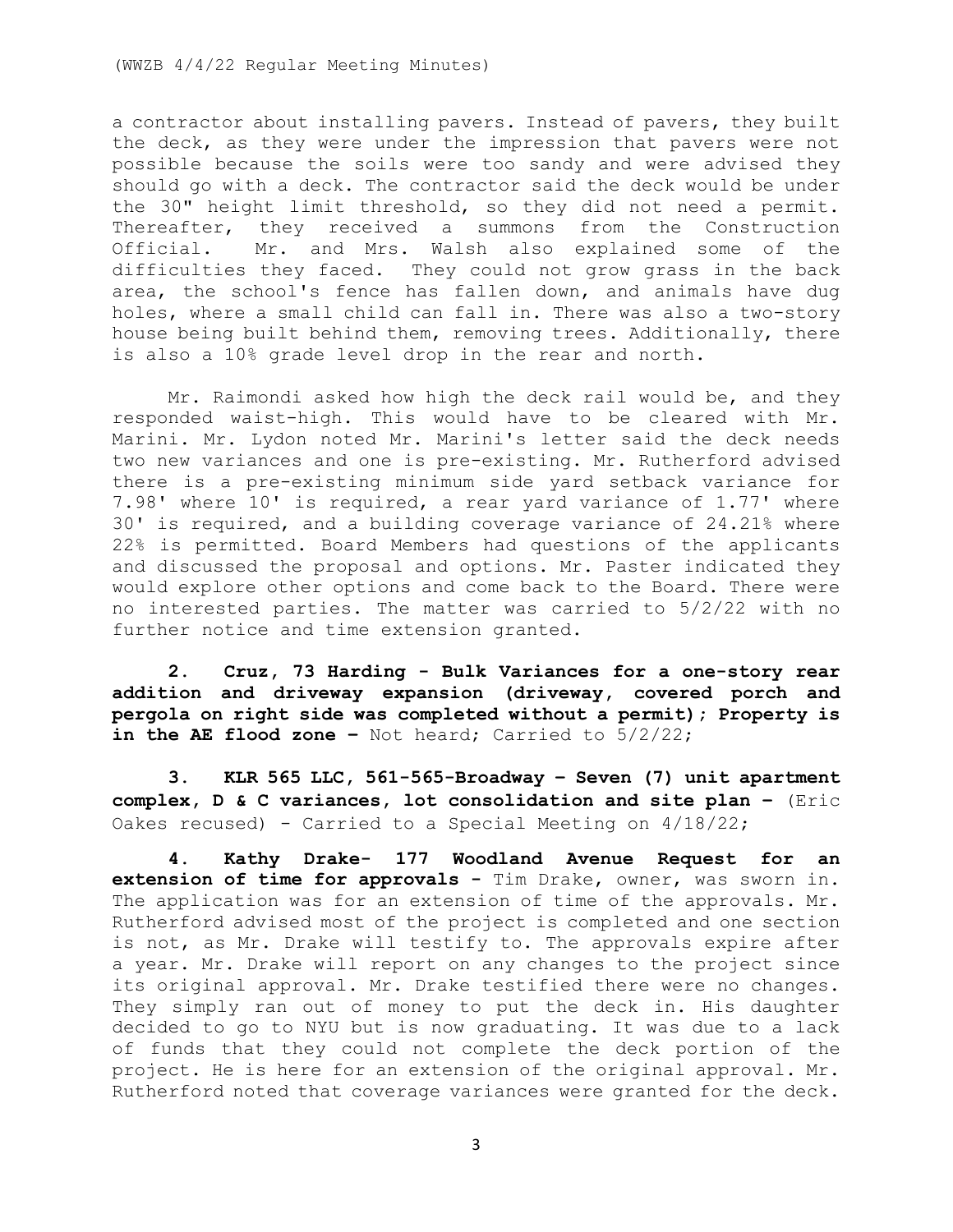a contractor about installing pavers. Instead of pavers, they built the deck, as they were under the impression that pavers were not possible because the soils were too sandy and were advised they should go with a deck. The contractor said the deck would be under the 30" height limit threshold, so they did not need a permit. Thereafter, they received a summons from the Construction Official. Mr. and Mrs. Walsh also explained some of the difficulties they faced. They could not grow grass in the back area, the school's fence has fallen down, and animals have dug holes, where a small child can fall in. There was also a two-story house being built behind them, removing trees. Additionally, there is also a 10% grade level drop in the rear and north.

Mr. Raimondi asked how high the deck rail would be, and they responded waist-high. This would have to be cleared with Mr. Marini. Mr. Lydon noted Mr. Marini's letter said the deck needs two new variances and one is pre-existing. Mr. Rutherford advised there is a pre-existing minimum side yard setback variance for 7.98' where 10' is required, a rear yard variance of 1.77' where 30' is required, and a building coverage variance of 24.21% where 22% is permitted. Board Members had questions of the applicants and discussed the proposal and options. Mr. Paster indicated they would explore other options and come back to the Board. There were no interested parties. The matter was carried to 5/2/22 with no further notice and time extension granted.

**2. Cruz, 73 Harding - Bulk Variances for a one-story rear addition and driveway expansion (driveway, covered porch and pergola on right side was completed without a permit); Property is in the AE flood zone –** Not heard; Carried to 5/2/22;

**3. KLR 565 LLC, 561-565-Broadway – Seven (7) unit apartment complex, D & C variances, lot consolidation and site plan –** (Eric Oakes recused) - Carried to a Special Meeting on 4/18/22;

**4. Kathy Drake- 177 Woodland Avenue Request for an extension of time for approvals -** Tim Drake, owner, was sworn in. The application was for an extension of time of the approvals. Mr. Rutherford advised most of the project is completed and one section is not, as Mr. Drake will testify to. The approvals expire after a year. Mr. Drake will report on any changes to the project since its original approval. Mr. Drake testified there were no changes. They simply ran out of money to put the deck in. His daughter decided to go to NYU but is now graduating. It was due to a lack of funds that they could not complete the deck portion of the project. He is here for an extension of the original approval. Mr. Rutherford noted that coverage variances were granted for the deck.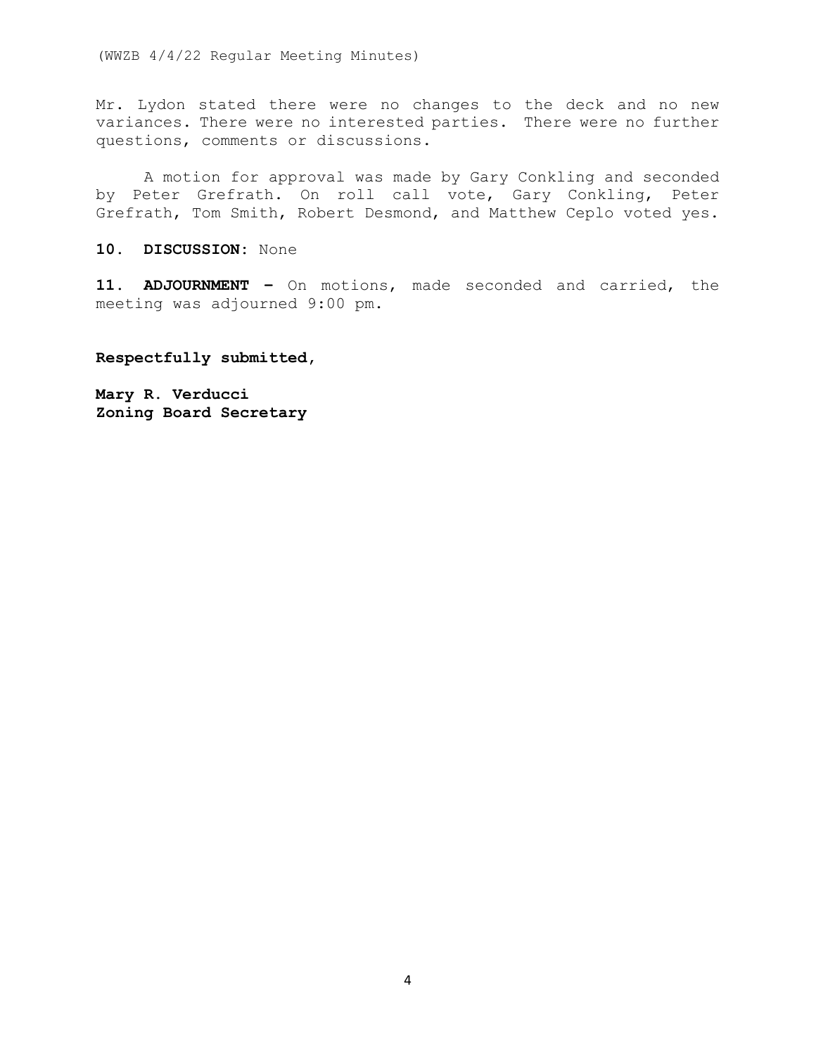Mr. Lydon stated there were no changes to the deck and no new variances. There were no interested parties. There were no further questions, comments or discussions.

A motion for approval was made by Gary Conkling and seconded by Peter Grefrath. On roll call vote, Gary Conkling, Peter Grefrath, Tom Smith, Robert Desmond, and Matthew Ceplo voted yes.

**10. DISCUSSION:** None

**11. ADJOURNMENT –** On motions, made seconded and carried, the meeting was adjourned 9:00 pm.

**Respectfully submitted,**

**Mary R. Verducci**
**Zoning Board Secretary**